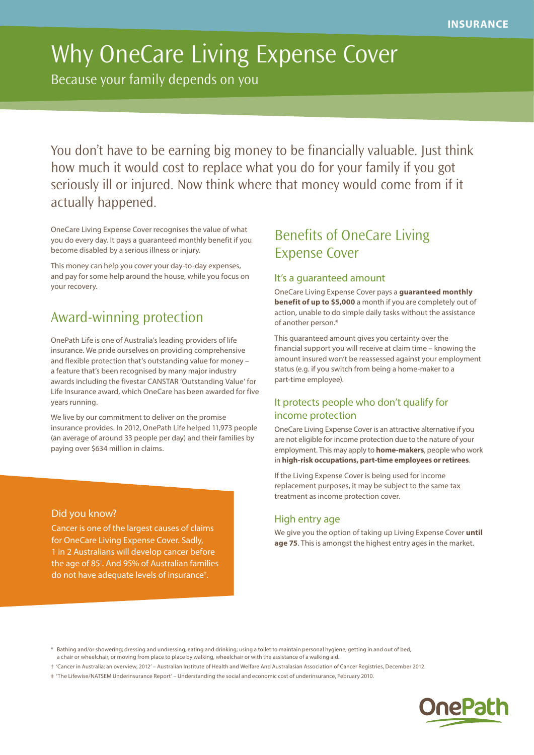INSURANCE

# Why OneCare Living Expense Cover

Because your family depends on you

You don't have to be earning big money to be financially valuable. Just think how much it would cost to replace what you do for your family if you got seriously ill or injured. Now think where that money would come from if it actually happened.

OneCare Living Expense Cover recognises the value of what you do every day. It pays a guaranteed monthly benefit if you become disabled by a serious illness or injury.

This money can help you cover your day-to-day expenses, and pay for some help around the house, while you focus on your recovery.

## Award-winning protection

OnePath Life is one of Australia's leading providers of life insurance. We pride ourselves on providing comprehensive and flexible protection that's outstanding value for money – a feature that's been recognised by many major industry awards including the fivestar CANSTAR 'Outstanding Value' for Life Insurance award, which OneCare has been awarded for five years running.

We live by our commitment to deliver on the promise insurance provides. In 2012, OnePath Life helped 11,973 people (an average of around 33 people per day) and their families by paying over $634 million in claims.

### Did you know?

Cancer is one of the largest causes of claims for OneCare Living Expense Cover. Sadly, 1 in 2 Australians will develop cancer before the age of 85†. And 95% of Australian families do not have adequate levels of insurance‡.

## Benefits of OneCare Living Expense Cover

### It's a guaranteed amount

OneCare Living Expense Cover pays a **guaranteed monthly benefit of up to $5,000** a month if you are completely out of action, unable to do simple daily tasks without the assistance of another person.*

This guaranteed amount gives you certainty over the financial support you will receive at claim time – knowing the amount insured won't be reassessed against your employment status (e.g. if you switch from being a home-maker to a part-time employee).

### It protects people who don't qualify for income protection

OneCare Living Expense Cover is an attractive alternative if you are not eligible for income protection due to the nature of your employment. This may apply to **home-makers**, people who work in **high-risk occupations, part-time employees or retirees**.

If the Living Expense Cover is being used for income replacement purposes, it may be subject to the same tax treatment as income protection cover.

### High entry age

We give you the option of taking up Living Expense Cover **until age 75**. This is amongst the highest entry ages in the market.

\* Bathing and/or showering; dressing and undressing; eating and drinking; using a toilet to maintain personal hygiene; getting in and out of bed, a chair or wheelchair, or moving from place to place by walking, wheelchair or with the assistance of a walking aid.

† 'Cancer in Australia: an overview, 2012' – Australian Institute of Health and Welfare And Australasian Association of Cancer Registries, December 2012.

‡ 'The Lifewise/NATSEM Underinsurance Report' – Understanding the social and economic cost of underinsurance, February 2010.

OnePath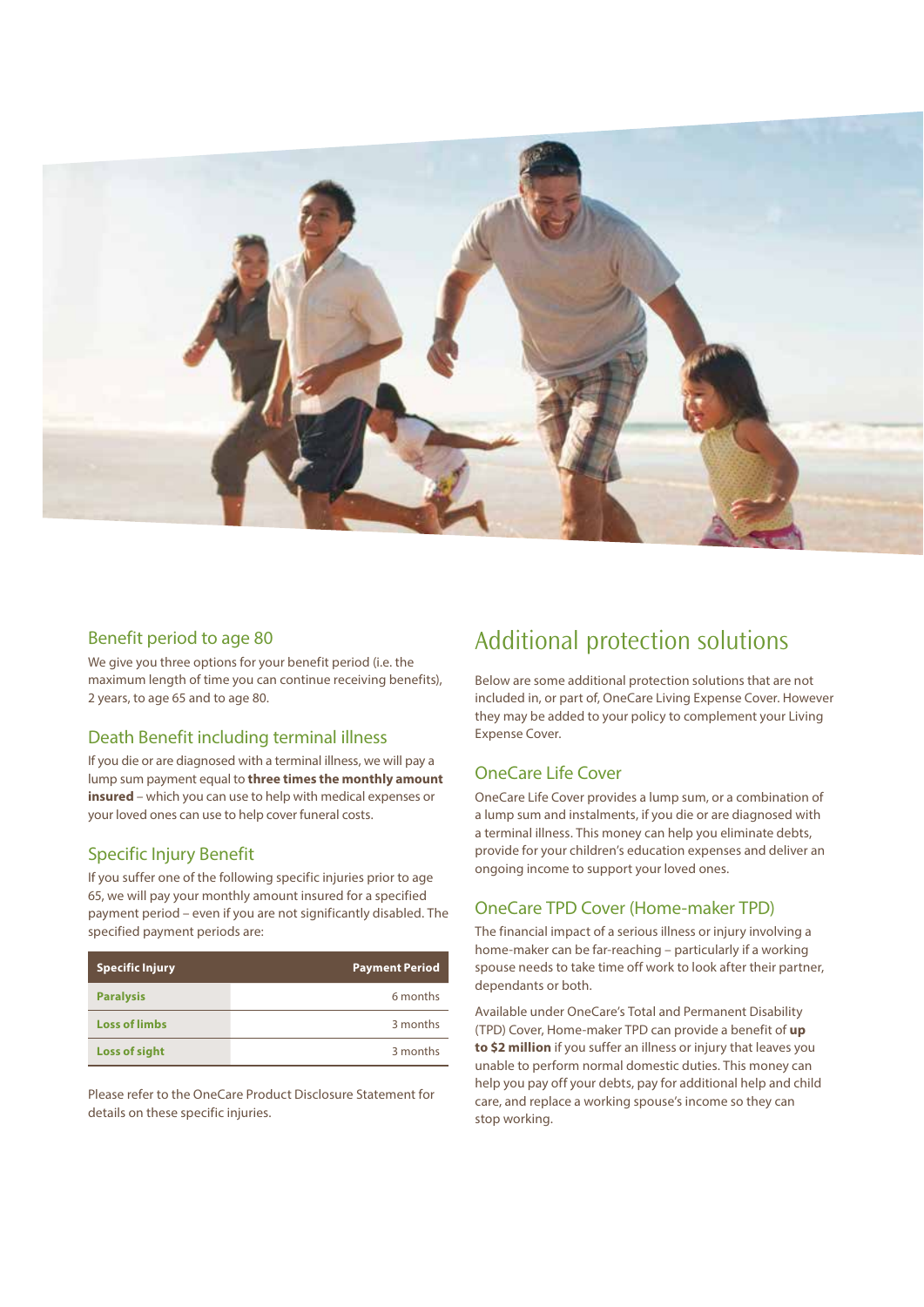### Benefit period to age 80

We give you three options for your benefit period (i.e. the maximum length of time you can continue receiving benefits), 2 years, to age 65 and to age 80.

### Death Benefit including terminal illness

If you die or are diagnosed with a terminal illness, we will pay a lump sum payment equal to **three times the monthly amount insured** – which you can use to help with medical expenses or your loved ones can use to help cover funeral costs.

### Specific Injury Benefit

If you suffer one of the following specific injuries prior to age 65, we will pay your monthly amount insured for a specified payment period – even if you are not significantly disabled. The specified payment periods are:

| Specific Injury | Payment Period |
|---|---|
| **Paralysis** | 6 months |
| **Loss of limbs** | 3 months |
| **Loss of sight** | 3 months |

Please refer to the OneCare Product Disclosure Statement for details on these specific injuries.

## Additional protection solutions

Below are some additional protection solutions that are not included in, or part of, OneCare Living Expense Cover. However they may be added to your policy to complement your Living Expense Cover.

### OneCare Life Cover

OneCare Life Cover provides a lump sum, or a combination of a lump sum and instalments, if you die or are diagnosed with a terminal illness. This money can help you eliminate debts, provide for your children's education expenses and deliver an ongoing income to support your loved ones.

### OneCare TPD Cover (Home-maker TPD)

The financial impact of a serious illness or injury involving a home-maker can be far-reaching – particularly if a working spouse needs to take time off work to look after their partner, dependants or both.

Available under OneCare's Total and Permanent Disability (TPD) Cover, Home-maker TPD can provide a benefit of **up to $2 million** if you suffer an illness or injury that leaves you unable to perform normal domestic duties. This money can help you pay off your debts, pay for additional help and child care, and replace a working spouse's income so they can stop working.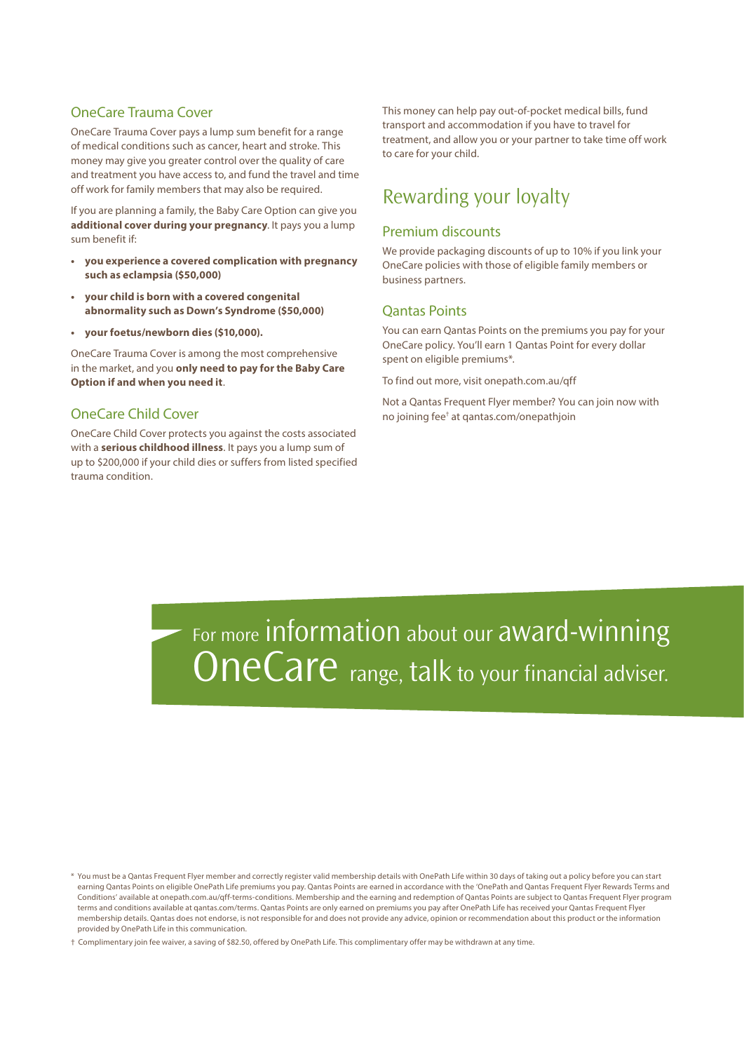### OneCare Trauma Cover

OneCare Trauma Cover pays a lump sum benefit for a range of medical conditions such as cancer, heart and stroke. This money may give you greater control over the quality of care and treatment you have access to, and fund the travel and time off work for family members that may also be required.

If you are planning a family, the Baby Care Option can give you **additional cover during your pregnancy**. It pays you a lump sum benefit if:

- **you experience a covered complication with pregnancy such as eclampsia ($50,000)**
- **your child is born with a covered congenital abnormality such as Down's Syndrome ($50,000)**
- **your foetus/newborn dies ($10,000).**

OneCare Trauma Cover is among the most comprehensive in the market, and you **only need to pay for the Baby Care Option if and when you need it**.

### OneCare Child Cover

OneCare Child Cover protects you against the costs associated with a **serious childhood illness**. It pays you a lump sum of up to $200,000 if your child dies or suffers from listed specified trauma condition.

This money can help pay out-of-pocket medical bills, fund transport and accommodation if you have to travel for treatment, and allow you or your partner to take time off work to care for your child.

## Rewarding your loyalty

### Premium discounts

We provide packaging discounts of up to 10% if you link your OneCare policies with those of eligible family members or business partners.

### Qantas Points

You can earn Qantas Points on the premiums you pay for your OneCare policy. You'll earn 1 Qantas Point for every dollar spent on eligible premiums*.

To find out more, visit onepath.com.au/qff

Not a Qantas Frequent Flyer member? You can join now with no joining fee† at qantas.com/onepathjoin

For more information about our award-winning OneCare range, talk to your financial adviser.

\* You must be a Qantas Frequent Flyer member and correctly register valid membership details with OnePath Life within 30 days of taking out a policy before you can start earning Qantas Points on eligible OnePath Life premiums you pay. Qantas Points are earned in accordance with the 'OnePath and Qantas Frequent Flyer Rewards Terms and Conditions' available at onepath.com.au/qff-terms-conditions. Membership and the earning and redemption of Qantas Points are subject to Qantas Frequent Flyer program terms and conditions available at qantas.com/terms. Qantas Points are only earned on premiums you pay after OnePath Life has received your Qantas Frequent Flyer membership details. Qantas does not endorse, is not responsible for and does not provide any advice, opinion or recommendation about this product or the information provided by OnePath Life in this communication.

† Complimentary join fee waiver, a saving of $82.50, offered by OnePath Life. This complimentary offer may be withdrawn at any time.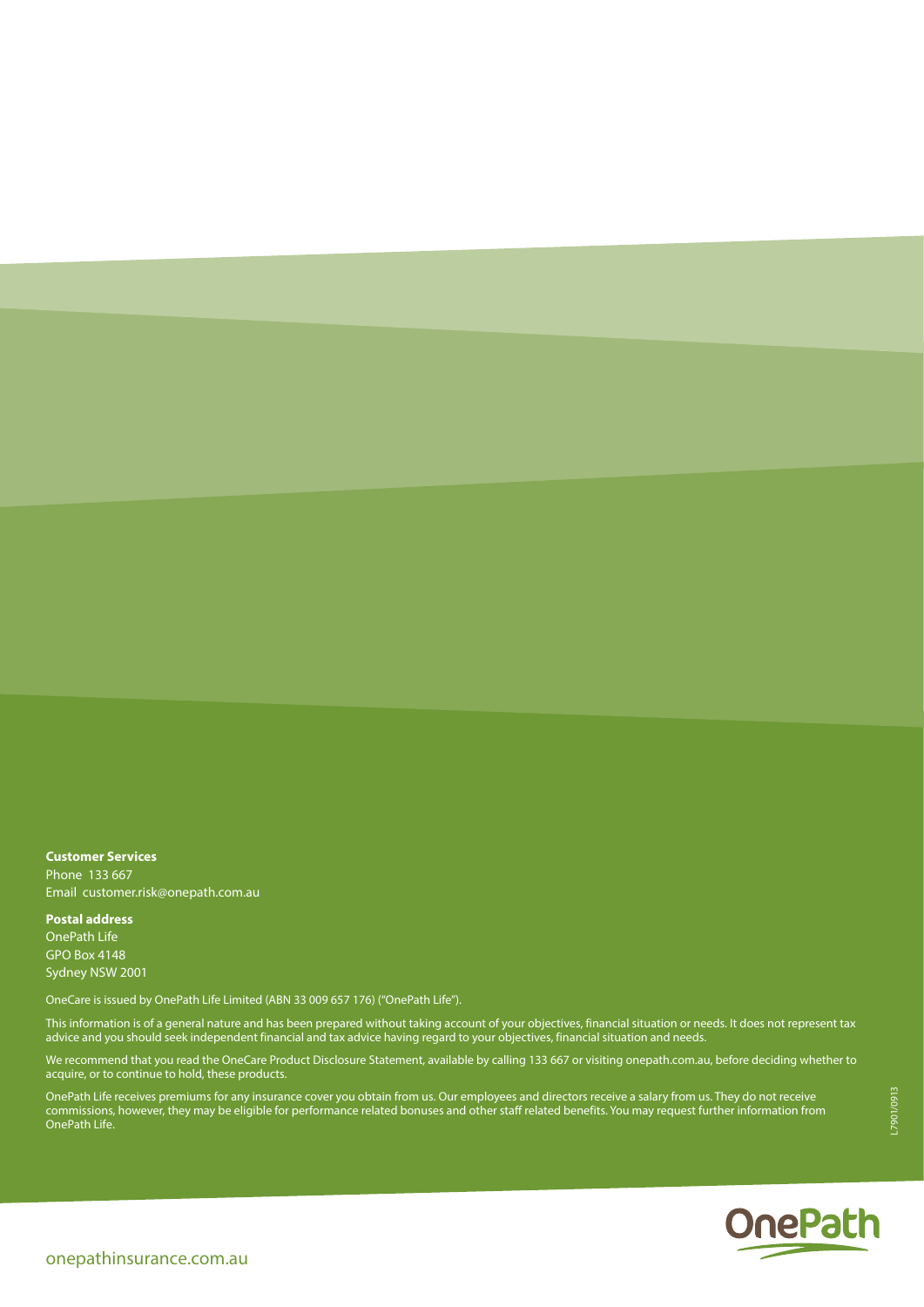**Customer Services**
Phone 133 667
Email customer.risk@onepath.com.au

**Postal address**
OnePath Life
GPO Box 4148
Sydney NSW 2001

OneCare is issued by OnePath Life Limited (ABN 33 009 657 176) ("OnePath Life").

This information is of a general nature and has been prepared without taking account of your objectives, financial situation or needs. It does not represent tax advice and you should seek independent financial and tax advice having regard to your objectives, financial situation and needs.

We recommend that you read the OneCare Product Disclosure Statement, available by calling 133 667 or visiting onepath.com.au, before deciding whether to acquire, or to continue to hold, these products.

OnePath Life receives premiums for any insurance cover you obtain from us. Our employees and directors receive a salary from us. They do not receive commissions, however, they may be eligible for performance related bonuses and other staff related benefits. You may request further information from OnePath Life.

L7901/0913

OnePath

onepathinsurance.com.au